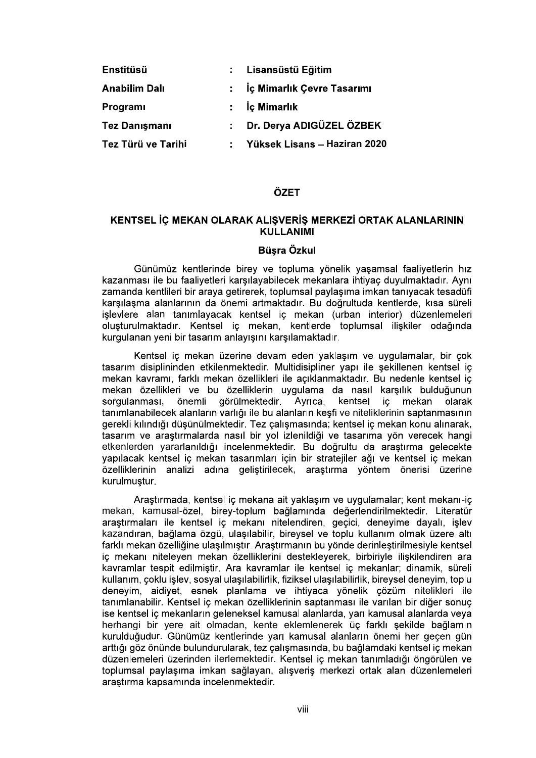| | | |
|---|---|---|
| **Enstitüsü** | : | **Lisansüstü Eğitim** |
| **Anabilim Dalı** | : | **İç Mimarlık Çevre Tasarımı** |
| **Programı** | : | **İç Mimarlık** |
| **Tez Danışmanı** | : | **Dr. Derya ADIGÜZEL ÖZBEK** |
| **Tez Türü ve Tarihi** | : | **Yüksek Lisans – Haziran 2020** |

## ÖZET

### KENTSEL İÇ MEKAN OLARAK ALIŞVERİŞ MERKEZİ ORTAK ALANLARININ KULLANIMI

**Büşra Özkul**

Günümüz kentlerinde birey ve topluma yönelik yaşamsal faaliyetlerin hız kazanması ile bu faaliyetleri karşılayabilecek mekanlara ihtiyaç duyulmaktadır. Aynı zamanda kentlileri bir araya getirerek, toplumsal paylaşıma imkan tanıyacak tesadüfi karşılaşma alanlarının da önemi artmaktadır. Bu doğrultuda kentlerde, kısa süreli işlevlere alan tanımlayacak kentsel iç mekan (urban interior) düzenlemeleri oluşturulmaktadır. Kentsel iç mekan, kentlerde toplumsal ilişkiler odağında kurgulanan yeni bir tasarım anlayışını karşılamaktadır.

Kentsel iç mekan üzerine devam eden yaklaşım ve uygulamalar, bir çok tasarım disiplininden etkilenmektedir. Multidisipliner yapı ile şekillenen kentsel iç mekan kavramı, farklı mekan özellikleri ile açıklanmaktadır. Bu nedenle kentsel iç mekan özellikleri ve bu özelliklerin uygulama da nasıl karşılık bulduğunun sorgulanması, önemli görülmektedir. Ayrıca, kentsel iç mekan olarak tanımlanabilecek alanların varlığı ile bu alanların keşfi ve niteliklerinin saptanmasının gerekli kılındığı düşünülmektedir. Tez çalışmasında; kentsel iç mekan konu alınarak, tasarım ve araştırmalarda nasıl bir yol izlenildiği ve tasarıma yön verecek hangi etkenlerden yararlanıldığı incelenmektedir. Bu doğrultu da araştırma gelecekte yapılacak kentsel iç mekan tasarımları için bir stratejiler ağı ve kentsel iç mekan özelliklerinin analizi adına geliştirilecek, araştırma yöntem önerisi üzerine kurulmuştur.

Araştırmada, kentsel iç mekana ait yaklaşım ve uygulamalar; kent mekanı-iç mekan, kamusal-özel, birey-toplum bağlamında değerlendirilmektedir. Literatür araştırmaları ile kentsel iç mekanı nitelendiren, geçici, deneyime dayalı, işlev kazandıran, bağlama özgü, ulaşılabilir, bireysel ve toplu kullanım olmak üzere altı farklı mekan özelliğine ulaşılmıştır. Araştırmanın bu yönde derinleştirilmesiyle kentsel iç mekanı niteleyen mekan özelliklerini destekleyerek, birbiriyle ilişkilendiren ara kavramlar tespit edilmiştir. Ara kavramlar ile kentsel iç mekanlar; dinamik, süreli kullanım, çoklu işlev, sosyal ulaşılabilirlik, fiziksel ulaşılabilirlik, bireysel deneyim, toplu deneyim, aidiyet, esnek planlama ve ihtiyaca yönelik çözüm nitelikleri ile tanımlanabilir. Kentsel iç mekan özelliklerinin saptanması ile varılan bir diğer sonuç ise kentsel iç mekanların geleneksel kamusal alanlarda, yarı kamusal alanlarda veya herhangi bir yere ait olmadan, kente eklemlenerek üç farklı şekilde bağlamın kurulduğudur. Günümüz kentlerinde yarı kamusal alanların önemi her geçen gün arttığı göz önünde bulundurularak, tez çalışmasında, bu bağlamdaki kentsel iç mekan düzenlemeleri üzerinden ilerlemektedir. Kentsel iç mekan tanımladığı öngörülen ve toplumsal paylaşıma imkan sağlayan, alışveriş merkezi ortak alan düzenlemeleri araştırma kapsamında incelenmektedir.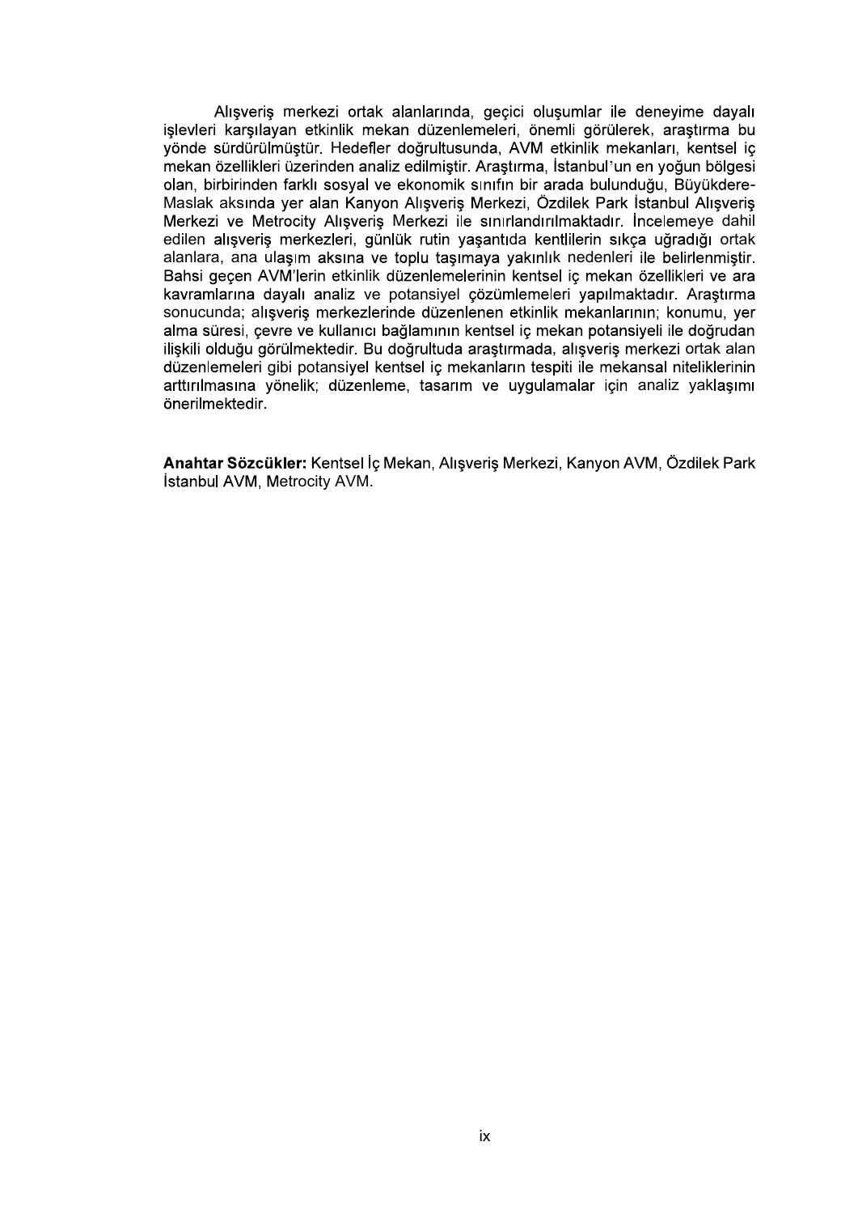Alışveriş merkezi ortak alanlarında, geçici oluşumlar ile deneyime dayalı işlevleri karşılayan etkinlik mekan düzenlemeleri, önemli görülerek, araştırma bu yönde sürdürülmüştür. Hedefler doğrultusunda, AVM etkinlik mekanları, kentsel iç mekan özellikleri üzerinden analiz edilmiştir. Araştırma, İstanbul'un en yoğun bölgesi olan, birbirinden farklı sosyal ve ekonomik sınıfın bir arada bulunduğu, Büyükdere-Maslak aksında yer alan Kanyon Alışveriş Merkezi, Özdilek Park İstanbul Alışveriş Merkezi ve Metrocity Alışveriş Merkezi ile sınırlandırılmaktadır. İncelemeye dahil edilen alışveriş merkezleri, günlük rutin yaşantıda kentlilerin sıkça uğradığı ortak alanlara, ana ulaşım aksına ve toplu taşımaya yakınlık nedenleri ile belirlenmiştir. Bahsi geçen AVM'lerin etkinlik düzenlemelerinin kentsel iç mekan özellikleri ve ara kavramlarına dayalı analiz ve potansiyel çözümlemeleri yapılmaktadır. Araştırma sonucunda; alışveriş merkezlerinde düzenlenen etkinlik mekanlarının; konumu, yer alma süresi, çevre ve kullanıcı bağlamının kentsel iç mekan potansiyeli ile doğrudan ilişkili olduğu görülmektedir. Bu doğrultuda araştırmada, alışveriş merkezi ortak alan düzenlemeleri gibi potansiyel kentsel iç mekanların tespiti ile mekansal niteliklerinin arttırılmasına yönelik; düzenleme, tasarım ve uygulamalar için analiz yaklaşımı önerilmektedir.

**Anahtar Sözcükler:** Kentsel İç Mekan, Alışveriş Merkezi, Kanyon AVM, Özdilek Park İstanbul AVM, Metrocity AVM.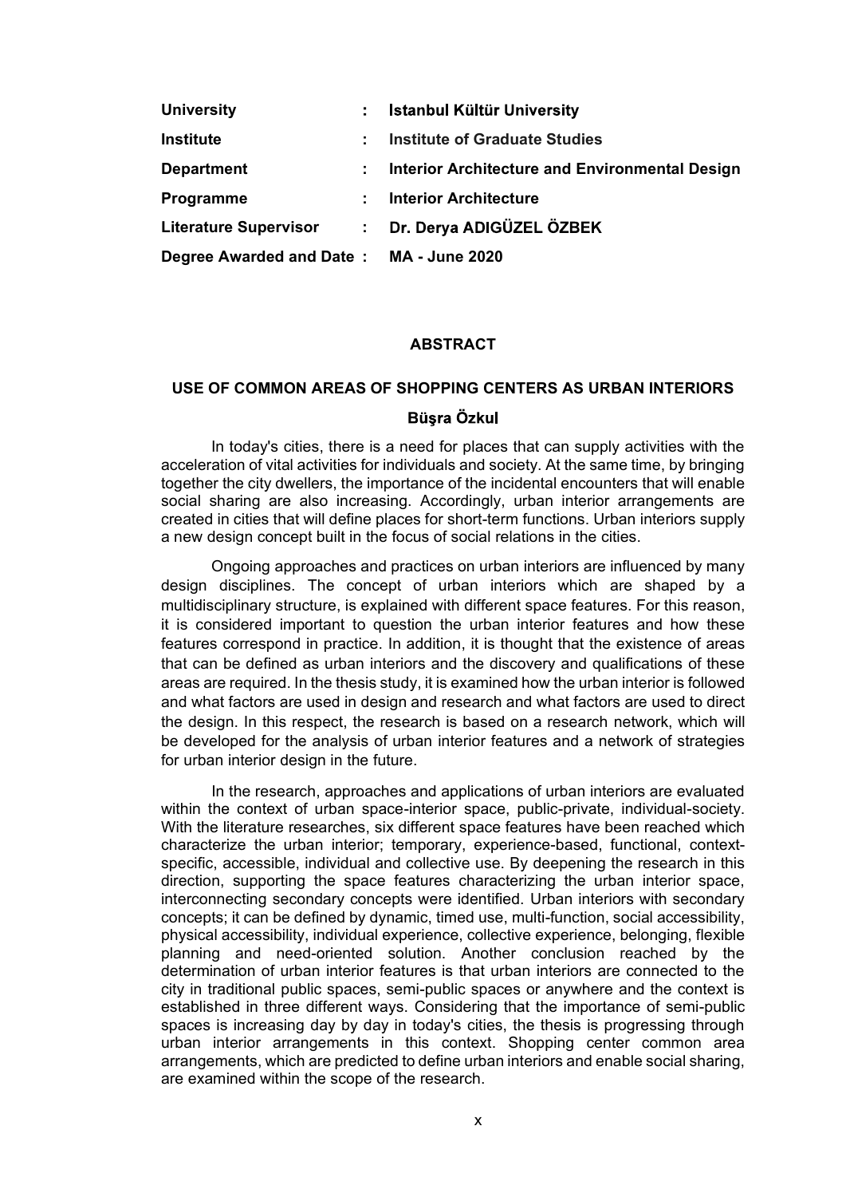| | | |
|---|---|---|
| **University** | : | **Istanbul Kültür University** |
| **Institute** | : | **Institute of Graduate Studies** |
| **Department** | : | **Interior Architecture and Environmental Design** |
| **Programme** | : | **Interior Architecture** |
| **Literature Supervisor** | : | **Dr. Derya ADIGÜZEL ÖZBEK** |
| **Degree Awarded and Date** | : | **MA - June 2020** |

## ABSTRACT

### USE OF COMMON AREAS OF SHOPPING CENTERS AS URBAN INTERIORS

**Büşra Özkul**

In today's cities, there is a need for places that can supply activities with the acceleration of vital activities for individuals and society. At the same time, by bringing together the city dwellers, the importance of the incidental encounters that will enable social sharing are also increasing. Accordingly, urban interior arrangements are created in cities that will define places for short-term functions. Urban interiors supply a new design concept built in the focus of social relations in the cities.

Ongoing approaches and practices on urban interiors are influenced by many design disciplines. The concept of urban interiors which are shaped by a multidisciplinary structure, is explained with different space features. For this reason, it is considered important to question the urban interior features and how these features correspond in practice. In addition, it is thought that the existence of areas that can be defined as urban interiors and the discovery and qualifications of these areas are required. In the thesis study, it is examined how the urban interior is followed and what factors are used in design and research and what factors are used to direct the design. In this respect, the research is based on a research network, which will be developed for the analysis of urban interior features and a network of strategies for urban interior design in the future.

In the research, approaches and applications of urban interiors are evaluated within the context of urban space-interior space, public-private, individual-society. With the literature researches, six different space features have been reached which characterize the urban interior; temporary, experience-based, functional, context-specific, accessible, individual and collective use. By deepening the research in this direction, supporting the space features characterizing the urban interior space, interconnecting secondary concepts were identified. Urban interiors with secondary concepts; it can be defined by dynamic, timed use, multi-function, social accessibility, physical accessibility, individual experience, collective experience, belonging, flexible planning and need-oriented solution. Another conclusion reached by the determination of urban interior features is that urban interiors are connected to the city in traditional public spaces, semi-public spaces or anywhere and the context is established in three different ways. Considering that the importance of semi-public spaces is increasing day by day in today's cities, the thesis is progressing through urban interior arrangements in this context. Shopping center common area arrangements, which are predicted to define urban interiors and enable social sharing, are examined within the scope of the research.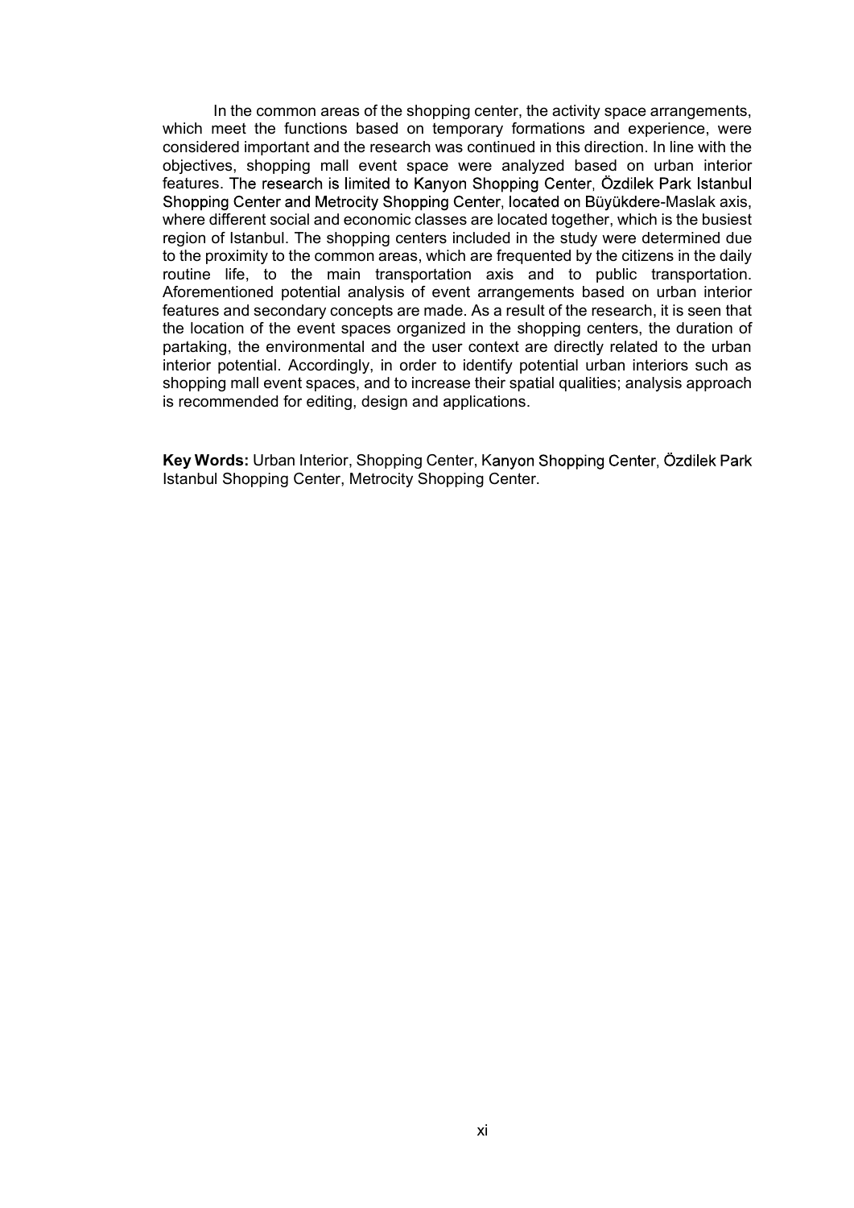In the common areas of the shopping center, the activity space arrangements, which meet the functions based on temporary formations and experience, were considered important and the research was continued in this direction. In line with the objectives, shopping mall event space were analyzed based on urban interior features. The research is limited to Kanyon Shopping Center, Özdilek Park Istanbul Shopping Center and Metrocity Shopping Center, located on Büyükdere-Maslak axis, where different social and economic classes are located together, which is the busiest region of Istanbul. The shopping centers included in the study were determined due to the proximity to the common areas, which are frequented by the citizens in the daily routine life, to the main transportation axis and to public transportation. Aforementioned potential analysis of event arrangements based on urban interior features and secondary concepts are made. As a result of the research, it is seen that the location of the event spaces organized in the shopping centers, the duration of partaking, the environmental and the user context are directly related to the urban interior potential. Accordingly, in order to identify potential urban interiors such as shopping mall event spaces, and to increase their spatial qualities; analysis approach is recommended for editing, design and applications.

**Key Words:** Urban Interior, Shopping Center, Kanyon Shopping Center, Özdilek Park Istanbul Shopping Center, Metrocity Shopping Center.